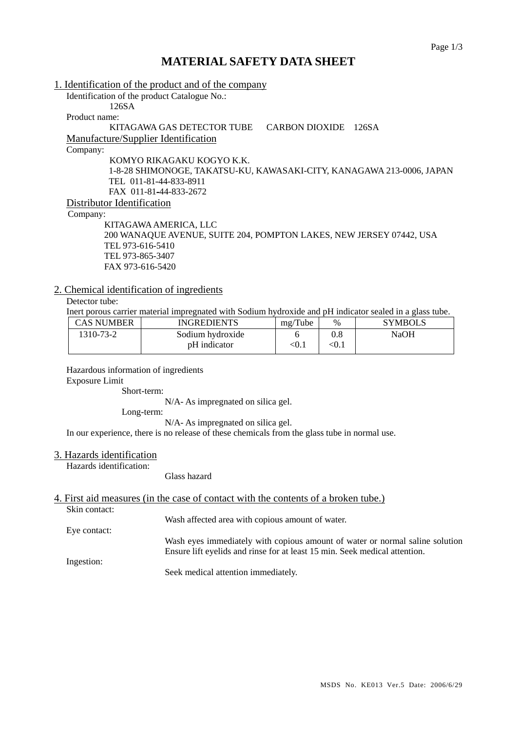# MATERIAL SAFETY DATA SHEET

## 1. Identification of the product and of the company

Identification of the product Catalogue No.:

126SA

Product name:

KITAGAWA GAS DETECTOR TUBE CARBON DIOXIDE 126SA

### Manufacture/Supplier Identification

Company:

KOMYO RIKAGAKU KOGYO K.K.
1-8-28 SHIMONOGE, TAKATSU-KU, KAWASAKI-CITY, KANAGAWA 213-0006, JAPAN
TEL 011-81-44-833-8911
FAX 011-81-44-833-2672

### Distributor Identification

Company:

KITAGAWA AMERICA, LLC
200 WANAQUE AVENUE, SUITE 204, POMPTON LAKES, NEW JERSEY 07442, USA
TEL 973-616-5410
TEL 973-865-3407
FAX 973-616-5420

## 2. Chemical identification of ingredients

Detector tube:

Inert porous carrier material impregnated with Sodium hydroxide and pH indicator sealed in a glass tube.

| CAS NUMBER | INGREDIENTS | mg/Tube | % | SYMBOLS |
|---|---|---|---|---|
| 1310-73-2 | Sodium hydroxide<br>pH indicator | 6<br><0.1 | 0.8<br><0.1 | NaOH |

Hazardous information of ingredients

Exposure Limit

Short-term:

N/A- As impregnated on silica gel.

Long-term:

N/A- As impregnated on silica gel.

In our experience, there is no release of these chemicals from the glass tube in normal use.

## 3. Hazards identification

Hazards identification:

Glass hazard

## 4. First aid measures (in the case of contact with the contents of a broken tube.)

Skin contact:

Wash affected area with copious amount of water.

Eye contact:

Wash eyes immediately with copious amount of water or normal saline solution Ensure lift eyelids and rinse for at least 15 min. Seek medical attention.

Ingestion:

Seek medical attention immediately.

MSDS No. KE013 Ver.5 Date: 2006/6/29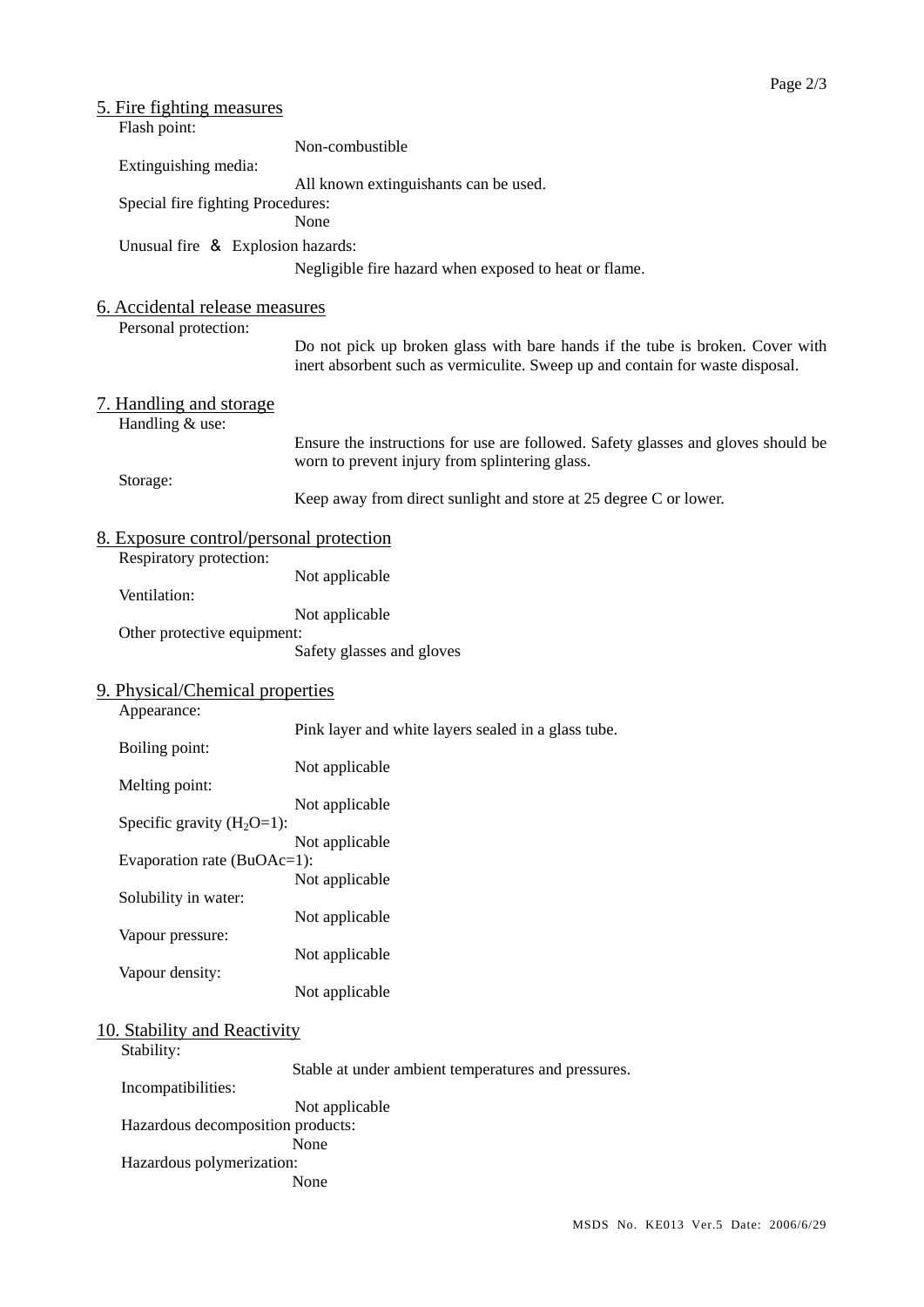## 5. Fire fighting measures

Flash point:
Non-combustible

Extinguishing media:
All known extinguishants can be used.

Special fire fighting Procedures:
None

Unusual fire ＆ Explosion hazards:
Negligible fire hazard when exposed to heat or flame.

## 6. Accidental release measures

Personal protection:
Do not pick up broken glass with bare hands if the tube is broken. Cover with inert absorbent such as vermiculite. Sweep up and contain for waste disposal.

## 7. Handling and storage

Handling & use:
Ensure the instructions for use are followed. Safety glasses and gloves should be worn to prevent injury from splintering glass.

Storage:
Keep away from direct sunlight and store at 25 degree C or lower.

## 8. Exposure control/personal protection

Respiratory protection:
Not applicable

Ventilation:
Not applicable

Other protective equipment:
Safety glasses and gloves

## 9. Physical/Chemical properties

Appearance:
Pink layer and white layers sealed in a glass tube.

Boiling point:
Not applicable

Melting point:
Not applicable

Specific gravity ($H_2O$=1):
Not applicable

Evaporation rate (BuOAc=1):
Not applicable

Solubility in water:
Not applicable

Vapour pressure:
Not applicable

Vapour density:
Not applicable

## 10. Stability and Reactivity

Stability:
Stable at under ambient temperatures and pressures.

Incompatibilities:
Not applicable

Hazardous decomposition products:
None

Hazardous polymerization:
None

MSDS No. KE013 Ver.5 Date: 2006/6/29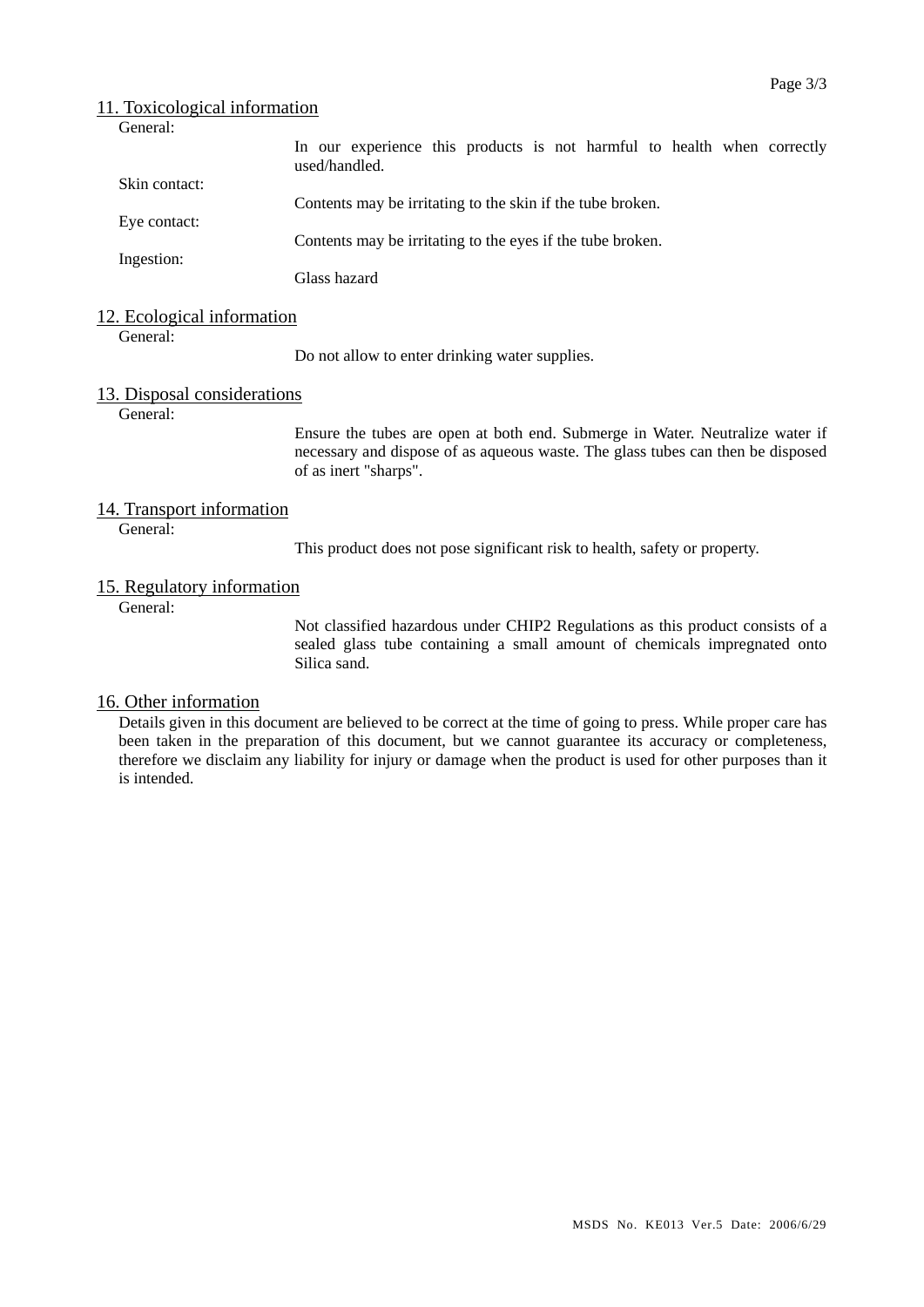## 11. Toxicological information

General:

In our experience this products is not harmful to health when correctly used/handled.

Skin contact:

Contents may be irritating to the skin if the tube broken.

Eye contact:

Contents may be irritating to the eyes if the tube broken.

Ingestion:

Glass hazard

## 12. Ecological information

General:

Do not allow to enter drinking water supplies.

## 13. Disposal considerations

General:

Ensure the tubes are open at both end. Submerge in Water. Neutralize water if necessary and dispose of as aqueous waste. The glass tubes can then be disposed of as inert "sharps".

## 14. Transport information

General:

This product does not pose significant risk to health, safety or property.

## 15. Regulatory information

General:

Not classified hazardous under CHIP2 Regulations as this product consists of a sealed glass tube containing a small amount of chemicals impregnated onto Silica sand.

## 16. Other information

Details given in this document are believed to be correct at the time of going to press. While proper care has been taken in the preparation of this document, but we cannot guarantee its accuracy or completeness, therefore we disclaim any liability for injury or damage when the product is used for other purposes than it is intended.

MSDS No. KE013 Ver.5 Date: 2006/6/29